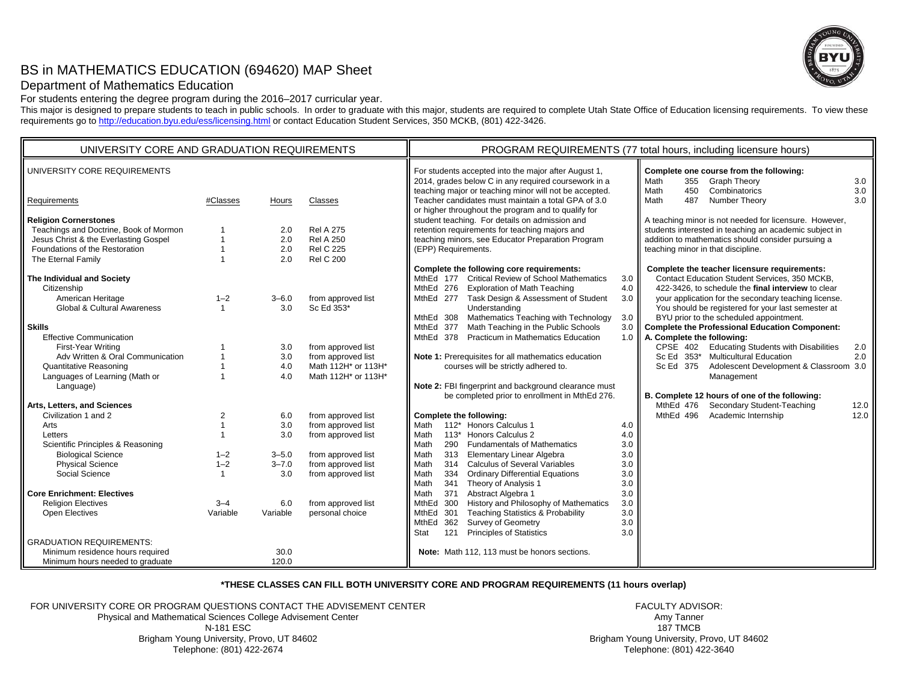# BS in MATHEMATICS EDUCATION (694620) MAP Sheet

## Department of Mathematics Education

For students entering the degree program during the 2016–2017 curricular year.

This major is designed to prepare students to teach in public schools. In order to graduate with this major, students are required to complete Utah State Office of Education licensing requirements. To view these requirements go to http://education.byu.edu/ess/licensing.html or contact Education Student Services, 350 MCKB, (801) 422-3426.

## UNIVERSITY CORE AND GRADUATION REQUIREMENTS

UNIVERSITY CORE REQUIREMENTS

| Requirements | #Classes | Hours | Classes |
|---|---|---|---|
| **Religion Cornerstones** | | | |
| Teachings and Doctrine, Book of Mormon | 1 | 2.0 | Rel A 275 |
| Jesus Christ & the Everlasting Gospel | 1 | 2.0 | Rel A 250 |
| Foundations of the Restoration | 1 | 2.0 | Rel C 225 |
| The Eternal Family | 1 | 2.0 | Rel C 200 |
| **The Individual and Society** | | | |
| Citizenship | | | |
| American Heritage | 1–2 | 3–6.0 | from approved list |
| Global & Cultural Awareness | 1 | 3.0 | Sc Ed 353* |
| **Skills** | | | |
| Effective Communication | | | |
| First-Year Writing | 1 | 3.0 | from approved list |
| Adv Written & Oral Communication | 1 | 3.0 | from approved list |
| Quantitative Reasoning | 1 | 4.0 | Math 112H* or 113H* |
| Languages of Learning (Math or Language) | 1 | 4.0 | Math 112H* or 113H* |
| **Arts, Letters, and Sciences** | | | |
| Civilization 1 and 2 | 2 | 6.0 | from approved list |
| Arts | 1 | 3.0 | from approved list |
| Letters | 1 | 3.0 | from approved list |
| Scientific Principles & Reasoning | | | |
| Biological Science | 1–2 | 3–5.0 | from approved list |
| Physical Science | 1–2 | 3–7.0 | from approved list |
| Social Science | 1 | 3.0 | from approved list |
| **Core Enrichment: Electives** | | | |
| Religion Electives | 3–4 | 6.0 | from approved list |
| Open Electives | Variable | Variable | personal choice |

GRADUATION REQUIREMENTS:

| | Hours |
|---|---|
| Minimum residence hours required | 30.0 |
| Minimum hours needed to graduate | 120.0 |

## PROGRAM REQUIREMENTS (77 total hours, including licensure hours)

For students accepted into the major after August 1, 2014, grades below C in any required coursework in a teaching major or teaching minor will not be accepted. Teacher candidates must maintain a total GPA of 3.0 or higher throughout the program and to qualify for student teaching. For details on admission and retention requirements for teaching majors and teaching minors, see Educator Preparation Program (EPP) Requirements.

**Complete the following core requirements:**

| Course | | Title | Hours |
|---|---|---|---|
| MthEd | 177 | Critical Review of School Mathematics | 3.0 |
| MthEd | 276 | Exploration of Math Teaching | 4.0 |
| MthEd | 277 | Task Design & Assessment of Student Understanding | 3.0 |
| MthEd | 308 | Mathematics Teaching with Technology | 3.0 |
| MthEd | 377 | Math Teaching in the Public Schools | 3.0 |
| MthEd | 378 | Practicum in Mathematics Education | 1.0 |

**Note 1:** Prerequisites for all mathematics education courses will be strictly adhered to.

**Note 2:** FBI fingerprint and background clearance must be completed prior to enrollment in MthEd 276.

**Complete the following:**

| Course | | Title | Hours |
|---|---|---|---|
| Math | 112* | Honors Calculus 1 | 4.0 |
| Math | 113* | Honors Calculus 2 | 4.0 |
| Math | 290 | Fundamentals of Mathematics | 3.0 |
| Math | 313 | Elementary Linear Algebra | 3.0 |
| Math | 314 | Calculus of Several Variables | 3.0 |
| Math | 334 | Ordinary Differential Equations | 3.0 |
| Math | 341 | Theory of Analysis 1 | 3.0 |
| Math | 371 | Abstract Algebra 1 | 3.0 |
| MthEd | 300 | History and Philosophy of Mathematics | 3.0 |
| MthEd | 301 | Teaching Statistics & Probability | 3.0 |
| MthEd | 362 | Survey of Geometry | 3.0 |
| Stat | 121 | Principles of Statistics | 3.0 |

**Note:** Math 112, 113 must be honors sections.

**Complete one course from the following:**

| Course | | Title | Hours |
|---|---|---|---|
| Math | 355 | Graph Theory | 3.0 |
| Math | 450 | Combinatorics | 3.0 |
| Math | 487 | Number Theory | 3.0 |

A teaching minor is not needed for licensure. However, students interested in teaching an academic subject in addition to mathematics should consider pursuing a teaching minor in that discipline.

**Complete the teacher licensure requirements:**

Contact Education Student Services, 350 MCKB, 422-3426, to schedule the **final interview** to clear your application for the secondary teaching license. You should be registered for your last semester at BYU prior to the scheduled appointment.

**Complete the Professional Education Component:**

**A. Complete the following:**

| Course | | Title | Hours |
|---|---|---|---|
| CPSE | 402 | Educating Students with Disabilities | 2.0 |
| Sc Ed | 353* | Multicultural Education | 2.0 |
| Sc Ed | 375 | Adolescent Development & Classroom Management | 3.0 |

**B. Complete 12 hours of one of the following:**

| Course | | Title | Hours |
|---|---|---|---|
| MthEd | 476 | Secondary Student-Teaching | 12.0 |
| MthEd | 496 | Academic Internship | 12.0 |

**\*THESE CLASSES CAN FILL BOTH UNIVERSITY CORE AND PROGRAM REQUIREMENTS (11 hours overlap)**

FOR UNIVERSITY CORE OR PROGRAM QUESTIONS CONTACT THE ADVISEMENT CENTER
Physical and Mathematical Sciences College Advisement Center
N-181 ESC
Brigham Young University, Provo, UT 84602
Telephone: (801) 422-2674

FACULTY ADVISOR:
Amy Tanner
187 TMCB
Brigham Young University, Provo, UT 84602
Telephone: (801) 422-3640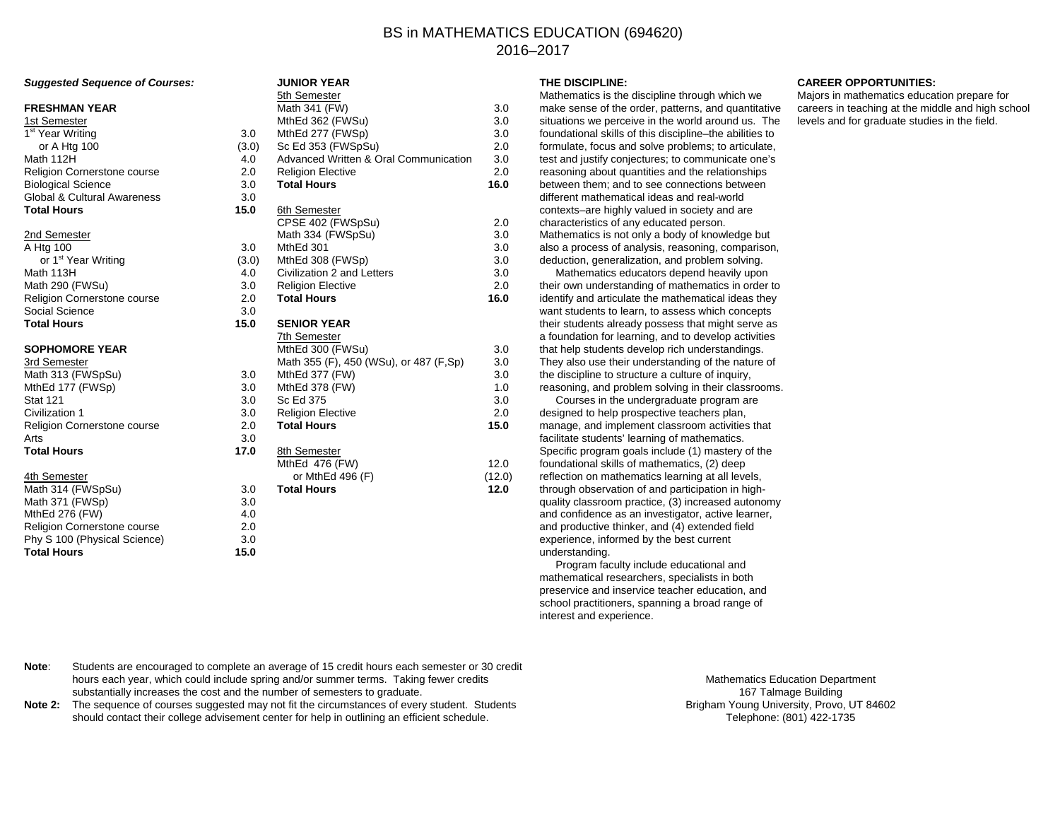# BS in MATHEMATICS EDUCATION (694620)
## 2016–2017

***Suggested Sequence of Courses:***

### FRESHMAN YEAR

| 1st Semester | |
|---|---|
| 1st Year Writing | 3.0 |
| or A Htg 100 | (3.0) |
| Math 112H | 4.0 |
| Religion Cornerstone course | 2.0 |
| Biological Science | 3.0 |
| Global & Cultural Awareness | 3.0 |
| **Total Hours** | **15.0** |

| 2nd Semester | |
|---|---|
| A Htg 100 | 3.0 |
| or 1st Year Writing | (3.0) |
| Math 113H | 4.0 |
| Math 290 (FWSu) | 3.0 |
| Religion Cornerstone course | 2.0 |
| Social Science | 3.0 |
| **Total Hours** | **15.0** |

### SOPHOMORE YEAR

| 3rd Semester | |
|---|---|
| Math 313 (FWSpSu) | 3.0 |
| MthEd 177 (FWSp) | 3.0 |
| Stat 121 | 3.0 |
| Civilization 1 | 3.0 |
| Religion Cornerstone course | 2.0 |
| Arts | 3.0 |
| **Total Hours** | **17.0** |

| 4th Semester | |
|---|---|
| Math 314 (FWSpSu) | 3.0 |
| Math 371 (FWSp) | 3.0 |
| MthEd 276 (FW) | 4.0 |
| Religion Cornerstone course | 2.0 |
| Phy S 100 (Physical Science) | 3.0 |
| **Total Hours** | **15.0** |

### JUNIOR YEAR

| 5th Semester | |
|---|---|
| Math 341 (FW) | 3.0 |
| MthEd 362 (FWSu) | 3.0 |
| MthEd 277 (FWSp) | 3.0 |
| Sc Ed 353 (FWSpSu) | 2.0 |
| Advanced Written & Oral Communication | 3.0 |
| Religion Elective | 2.0 |
| **Total Hours** | **16.0** |

| 6th Semester | |
|---|---|
| CPSE 402 (FWSpSu) | 2.0 |
| Math 334 (FWSpSu) | 3.0 |
| MthEd 301 | 3.0 |
| MthEd 308 (FWSp) | 3.0 |
| Civilization 2 and Letters | 3.0 |
| Religion Elective | 2.0 |
| **Total Hours** | **16.0** |

### SENIOR YEAR

| 7th Semester | |
|---|---|
| MthEd 300 (FWSu) | 3.0 |
| Math 355 (F), 450 (WSu), or 487 (F,Sp) | 3.0 |
| MthEd 377 (FW) | 3.0 |
| MthEd 378 (FW) | 1.0 |
| Sc Ed 375 | 3.0 |
| Religion Elective | 2.0 |
| **Total Hours** | **15.0** |

| 8th Semester | |
|---|---|
| MthEd 476 (FW) | 12.0 |
| or MthEd 496 (F) | (12.0) |
| **Total Hours** | **12.0** |

### THE DISCIPLINE:

Mathematics is the discipline through which we make sense of the order, patterns, and quantitative situations we perceive in the world around us. The foundational skills of this discipline–the abilities to formulate, focus and solve problems; to articulate, test and justify conjectures; to communicate one's reasoning about quantities and the relationships between them; and to see connections between different mathematical ideas and real-world contexts–are highly valued in society and are characteristics of any educated person. Mathematics is not only a body of knowledge but also a process of analysis, reasoning, comparison, deduction, generalization, and problem solving.

Mathematics educators depend heavily upon their own understanding of mathematics in order to identify and articulate the mathematical ideas they want students to learn, to assess which concepts their students already possess that might serve as a foundation for learning, and to develop activities that help students develop rich understandings. They also use their understanding of the nature of the discipline to structure a culture of inquiry, reasoning, and problem solving in their classrooms.

Courses in the undergraduate program are designed to help prospective teachers plan, manage, and implement classroom activities that facilitate students' learning of mathematics. Specific program goals include (1) mastery of the foundational skills of mathematics, (2) deep reflection on mathematics learning at all levels, through observation of and participation in high-quality classroom practice, (3) increased autonomy and confidence as an investigator, active learner, and productive thinker, and (4) extended field experience, informed by the best current understanding.

Program faculty include educational and mathematical researchers, specialists in both preservice and inservice teacher education, and school practitioners, spanning a broad range of interest and experience.

### CAREER OPPORTUNITIES:

Majors in mathematics education prepare for careers in teaching at the middle and high school levels and for graduate studies in the field.

**Note**: Students are encouraged to complete an average of 15 credit hours each semester or 30 credit hours each year, which could include spring and/or summer terms. Taking fewer credits substantially increases the cost and the number of semesters to graduate.

**Note 2:** The sequence of courses suggested may not fit the circumstances of every student. Students should contact their college advisement center for help in outlining an efficient schedule.

Mathematics Education Department
167 Talmage Building
Brigham Young University, Provo, UT 84602
Telephone: (801) 422-1735